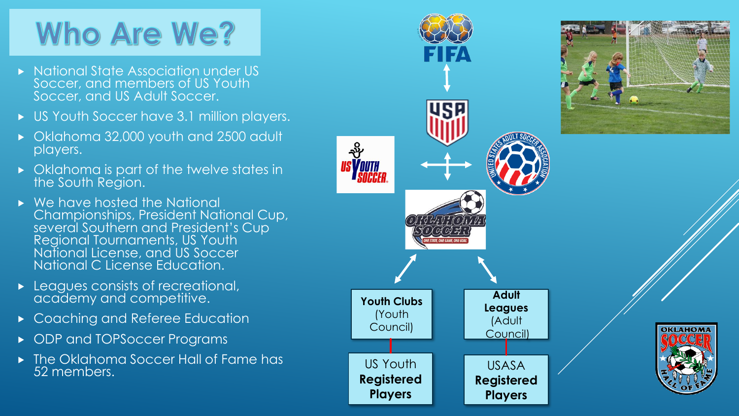# Who Are We?

- National State Association under US Soccer, and members of US Youth Soccer, and US Adult Soccer.
- US Youth Soccer have 3.1 million players.
- Oklahoma 32,000 youth and 2500 adult players.
- Oklahoma is part of the twelve states in the South Region.
- We have hosted the National Championships, President National Cup, several Southern and President's Cup Regional Tournaments, US Youth National License, and US Soccer National C License Education.
- Leagues consists of recreational, academy and competitive.
- Coaching and Referee Education
- ODP and TOPSoccer Programs
- The Oklahoma Soccer Hall of Fame has 52 members.

FIFA

USA

US Youth Soccer

United States Adult Soccer Association

Oklahoma Soccer — One State, One Game, One Goal

**Youth Clubs** (Youth Council)

US Youth **Registered Players**

**Adult Leagues** (Adult Council)

USASA **Registered Players**

Oklahoma Soccer Hall of Fame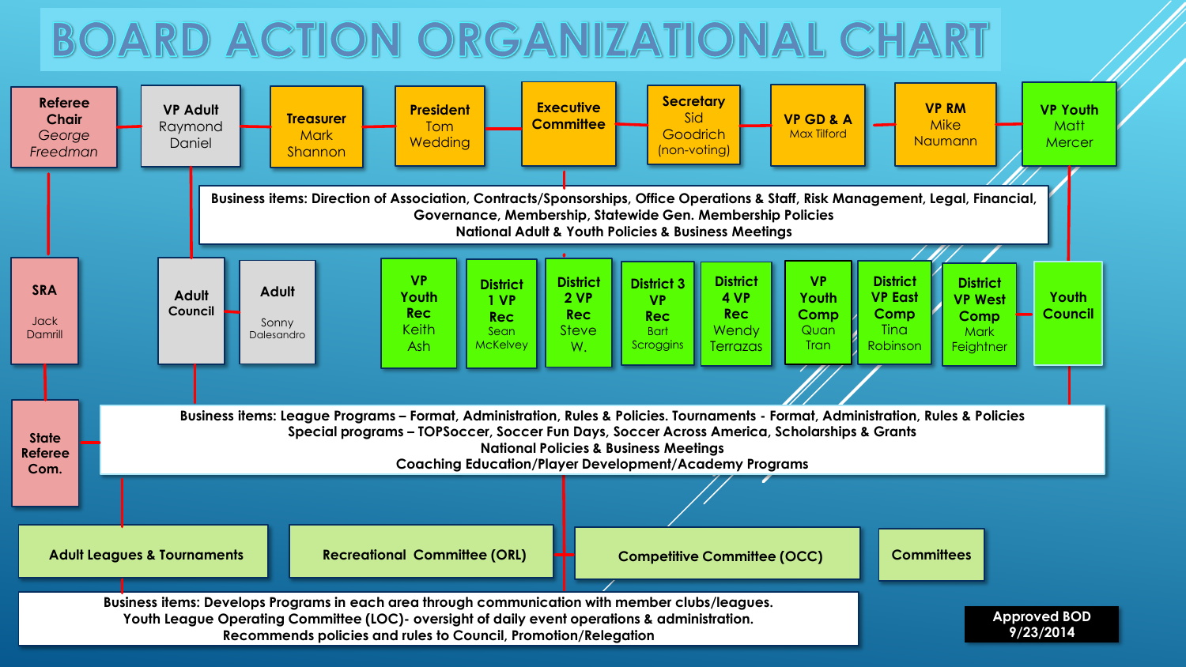# BOARD ACTION ORGANIZATIONAL CHART

**Referee Chair** *George Freedman*

**VP Adult** Raymond Daniel

**Treasurer** Mark Shannon

**President** Tom Wedding

**Executive Committee**

**Secretary** Sid Goodrich (non-voting)

**VP GD & A** Max Tilford

**VP RM** Mike Naumann

**VP Youth** Matt Mercer

**Business items: Direction of Association, Contracts/Sponsorships, Office Operations & Staff, Risk Management, Legal, Financial, Governance, Membership, Statewide Gen. Membership Policies**
**National Adult & Youth Policies & Business Meetings**

**SRA** Jack Damrill

**Adult Council**

**Adult** Sonny Dalesandro

**VP Youth Rec** Keith Ash

**District 1 VP Rec** Sean McKelvey

**District 2 VP Rec** Steve W.

**District 3 VP Rec** Bart Scroggins

**District 4 VP Rec** Wendy Terrazas

**VP Youth Comp** Quan Tran

**District VP East Comp** Tina Robinson

**District VP West Comp** Mark Feightner

**Youth Council**

**State Referee Com.**

**Business items: League Programs – Format, Administration, Rules & Policies. Tournaments - Format, Administration, Rules & Policies**
**Special programs – TOPSoccer, Soccer Fun Days, Soccer Across America, Scholarships & Grants**
**National Policies & Business Meetings**
**Coaching Education/Player Development/Academy Programs**

**Adult Leagues & Tournaments**

**Recreational Committee (ORL)**

**Competitive Committee (OCC)**

**Committees**

**Business items: Develops Programs in each area through communication with member clubs/leagues.**
**Youth League Operating Committee (LOC)- oversight of daily event operations & administration.**
**Recommends policies and rules to Council, Promotion/Relegation**

**Approved BOD 9/23/2014**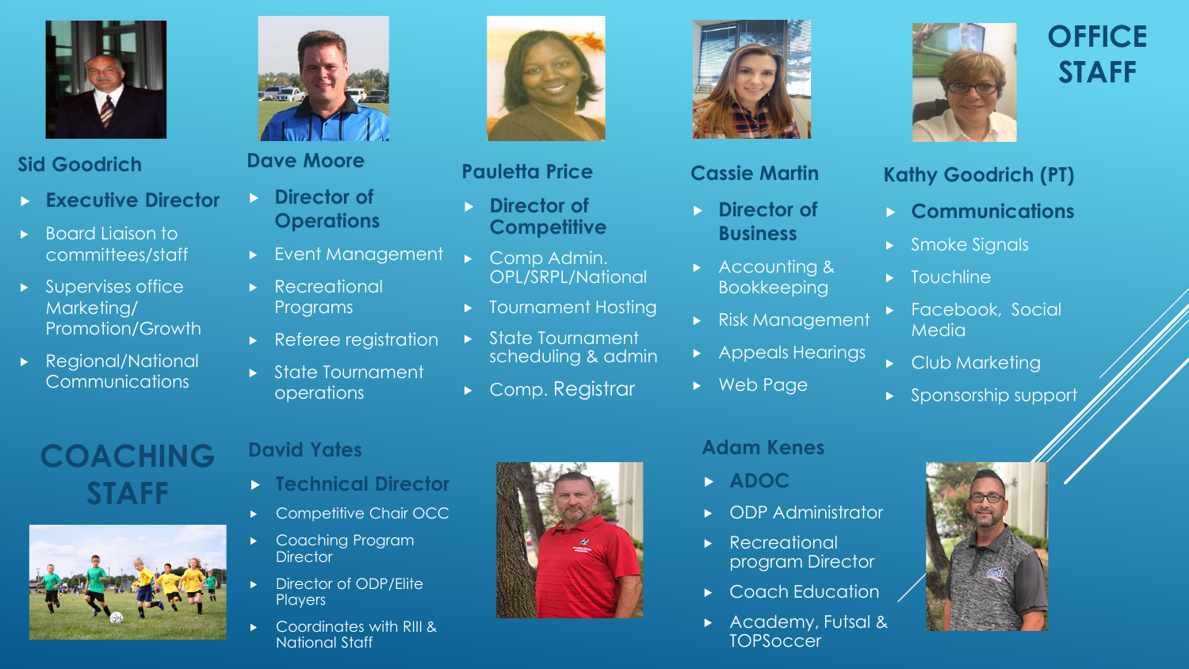# OFFICE STAFF

### Sid Goodrich

- **Executive Director**
- Board Liaison to committees/staff
- Supervises office Marketing/ Promotion/Growth
- Regional/National Communications

### Dave Moore

- **Director of Operations**
- Event Management
- Recreational Programs
- Referee registration
- State Tournament operations

### Pauletta Price

- **Director of Competitive**
- Comp Admin. OPL/SRPL/National
- Tournament Hosting
- State Tournament scheduling & admin
- Comp. Registrar

### Cassie Martin

- **Director of Business**
- Accounting & Bookkeeping
- Risk Management
- Appeals Hearings
- Web Page

### Kathy Goodrich (PT)

- **Communications**
- Smoke Signals
- Touchline
- Facebook, Social Media
- Club Marketing
- Sponsorship support

# COACHING STAFF

### David Yates

- **Technical Director**
- Competitive Chair OCC
- Coaching Program Director
- Director of ODP/Elite Players
- Coordinates with RIII & National Staff

### Adam Kenes

- **ADOC**
- ODP Administrator
- Recreational program Director
- Coach Education
- Academy, Futsal & TOPSoccer